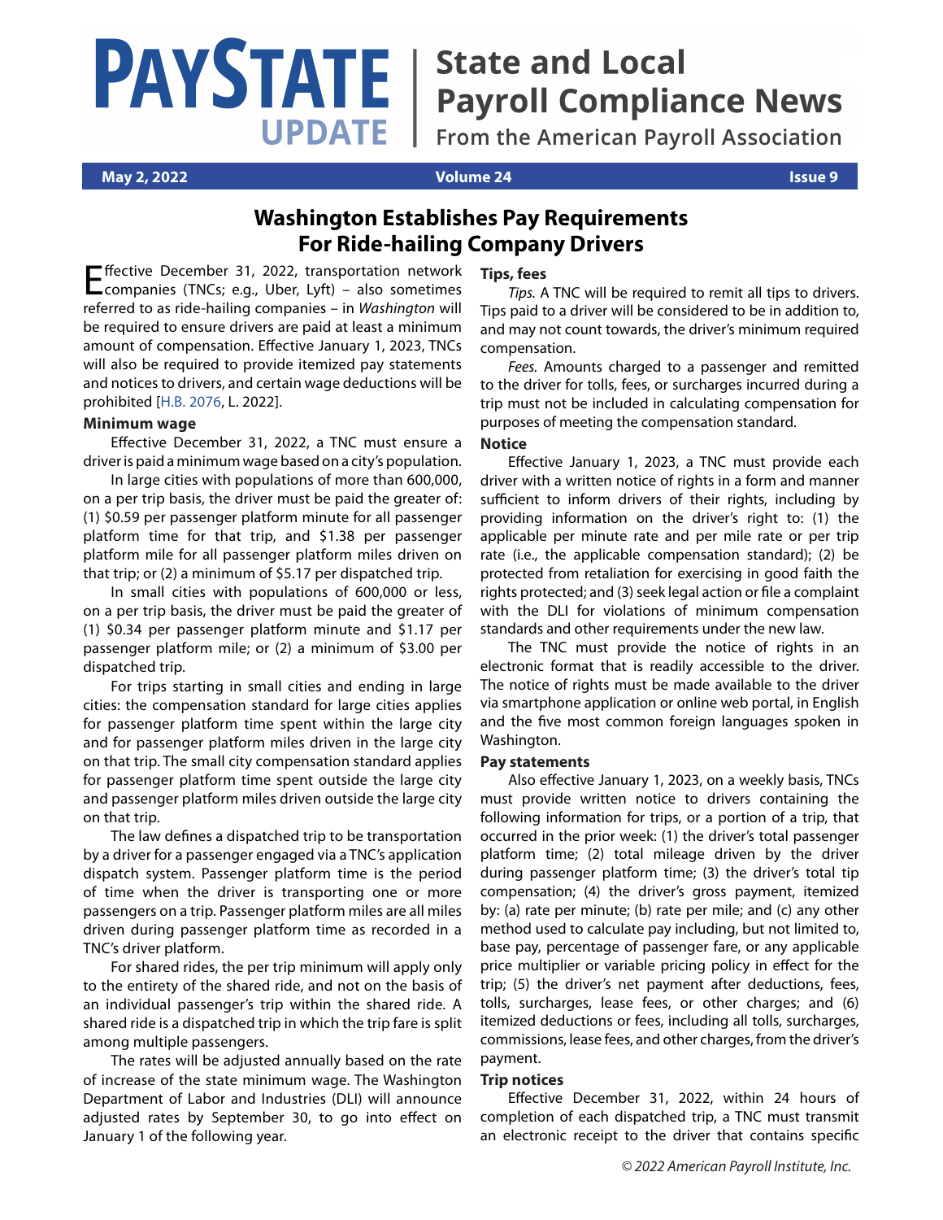# PAYSTATE UPDATE | State and Local Payroll Compliance News

From the American Payroll Association

**May 2, 2022** | **Volume 24** | **Issue 9**

## Washington Establishes Pay Requirements For Ride-hailing Company Drivers

Effective December 31, 2022, transportation network companies (TNCs; e.g., Uber, Lyft) – also sometimes referred to as ride-hailing companies – in *Washington* will be required to ensure drivers are paid at least a minimum amount of compensation. Effective January 1, 2023, TNCs will also be required to provide itemized pay statements and notices to drivers, and certain wage deductions will be prohibited [H.B. 2076, L. 2022].

### Minimum wage

Effective December 31, 2022, a TNC must ensure a driver is paid a minimum wage based on a city's population.

In large cities with populations of more than 600,000, on a per trip basis, the driver must be paid the greater of: (1) $0.59 per passenger platform minute for all passenger platform time for that trip, and $1.38 per passenger platform mile for all passenger platform miles driven on that trip; or (2) a minimum of $5.17 per dispatched trip.

In small cities with populations of 600,000 or less, on a per trip basis, the driver must be paid the greater of (1) $0.34 per passenger platform minute and $1.17 per passenger platform mile; or (2) a minimum of $3.00 per dispatched trip.

For trips starting in small cities and ending in large cities: the compensation standard for large cities applies for passenger platform time spent within the large city and for passenger platform miles driven in the large city on that trip. The small city compensation standard applies for passenger platform time spent outside the large city and passenger platform miles driven outside the large city on that trip.

The law defines a dispatched trip to be transportation by a driver for a passenger engaged via a TNC's application dispatch system. Passenger platform time is the period of time when the driver is transporting one or more passengers on a trip. Passenger platform miles are all miles driven during passenger platform time as recorded in a TNC's driver platform.

For shared rides, the per trip minimum will apply only to the entirety of the shared ride, and not on the basis of an individual passenger's trip within the shared ride. A shared ride is a dispatched trip in which the trip fare is split among multiple passengers.

The rates will be adjusted annually based on the rate of increase of the state minimum wage. The Washington Department of Labor and Industries (DLI) will announce adjusted rates by September 30, to go into effect on January 1 of the following year.

### Tips, fees

*Tips.* A TNC will be required to remit all tips to drivers. Tips paid to a driver will be considered to be in addition to, and may not count towards, the driver's minimum required compensation.

*Fees.* Amounts charged to a passenger and remitted to the driver for tolls, fees, or surcharges incurred during a trip must not be included in calculating compensation for purposes of meeting the compensation standard.

### Notice

Effective January 1, 2023, a TNC must provide each driver with a written notice of rights in a form and manner sufficient to inform drivers of their rights, including by providing information on the driver's right to: (1) the applicable per minute rate and per mile rate or per trip rate (i.e., the applicable compensation standard); (2) be protected from retaliation for exercising in good faith the rights protected; and (3) seek legal action or file a complaint with the DLI for violations of minimum compensation standards and other requirements under the new law.

The TNC must provide the notice of rights in an electronic format that is readily accessible to the driver. The notice of rights must be made available to the driver via smartphone application or online web portal, in English and the five most common foreign languages spoken in Washington.

### Pay statements

Also effective January 1, 2023, on a weekly basis, TNCs must provide written notice to drivers containing the following information for trips, or a portion of a trip, that occurred in the prior week: (1) the driver's total passenger platform time; (2) total mileage driven by the driver during passenger platform time; (3) the driver's total tip compensation; (4) the driver's gross payment, itemized by: (a) rate per minute; (b) rate per mile; and (c) any other method used to calculate pay including, but not limited to, base pay, percentage of passenger fare, or any applicable price multiplier or variable pricing policy in effect for the trip; (5) the driver's net payment after deductions, fees, tolls, surcharges, lease fees, or other charges; and (6) itemized deductions or fees, including all tolls, surcharges, commissions, lease fees, and other charges, from the driver's payment.

### Trip notices

Effective December 31, 2022, within 24 hours of completion of each dispatched trip, a TNC must transmit an electronic receipt to the driver that contains specific

© 2022 American Payroll Institute, Inc.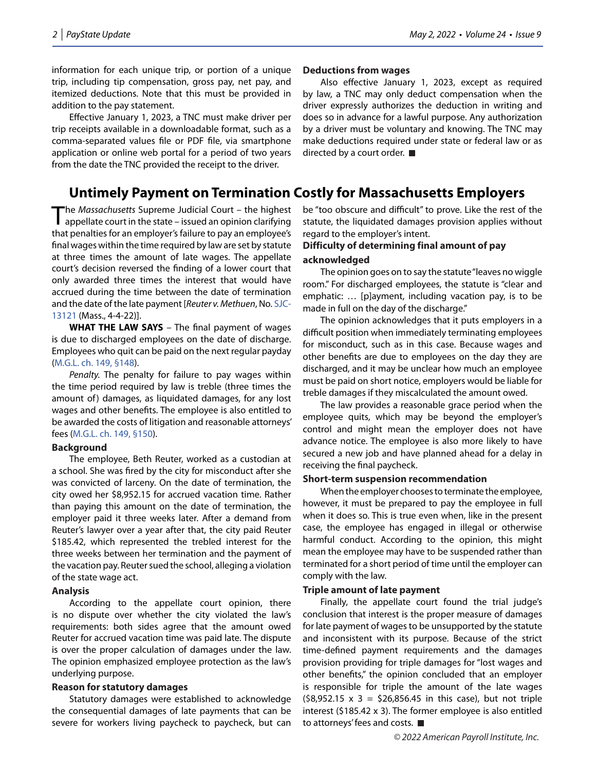information for each unique trip, or portion of a unique trip, including tip compensation, gross pay, net pay, and itemized deductions. Note that this must be provided in addition to the pay statement.

Effective January 1, 2023, a TNC must make driver per trip receipts available in a downloadable format, such as a comma-separated values file or PDF file, via smartphone application or online web portal for a period of two years from the date the TNC provided the receipt to the driver.

**Deductions from wages**

Also effective January 1, 2023, except as required by law, a TNC may only deduct compensation when the driver expressly authorizes the deduction in writing and does so in advance for a lawful purpose. Any authorization by a driver must be voluntary and knowing. The TNC may make deductions required under state or federal law or as directed by a court order. ■

# Untimely Payment on Termination Costly for Massachusetts Employers

The *Massachusetts* Supreme Judicial Court – the highest appellate court in the state – issued an opinion clarifying that penalties for an employer's failure to pay an employee's final wages within the time required by law are set by statute at three times the amount of late wages. The appellate court's decision reversed the finding of a lower court that only awarded three times the interest that would have accrued during the time between the date of termination and the date of the late payment [*Reuter v. Methuen*, No. SJC-13121 (Mass., 4-4-22)].

**WHAT THE LAW SAYS** – The final payment of wages is due to discharged employees on the date of discharge. Employees who quit can be paid on the next regular payday (M.G.L. ch. 149, §148).

*Penalty*. The penalty for failure to pay wages within the time period required by law is treble (three times the amount of) damages, as liquidated damages, for any lost wages and other benefits. The employee is also entitled to be awarded the costs of litigation and reasonable attorneys' fees (M.G.L. ch. 149, §150).

**Background**

The employee, Beth Reuter, worked as a custodian at a school. She was fired by the city for misconduct after she was convicted of larceny. On the date of termination, the city owed her $8,952.15 for accrued vacation time. Rather than paying this amount on the date of termination, the employer paid it three weeks later. After a demand from Reuter's lawyer over a year after that, the city paid Reuter $185.42, which represented the trebled interest for the three weeks between her termination and the payment of the vacation pay. Reuter sued the school, alleging a violation of the state wage act.

**Analysis**

According to the appellate court opinion, there is no dispute over whether the city violated the law's requirements: both sides agree that the amount owed Reuter for accrued vacation time was paid late. The dispute is over the proper calculation of damages under the law. The opinion emphasized employee protection as the law's underlying purpose.

**Reason for statutory damages**

Statutory damages were established to acknowledge the consequential damages of late payments that can be severe for workers living paycheck to paycheck, but can be "too obscure and difficult" to prove. Like the rest of the statute, the liquidated damages provision applies without regard to the employer's intent.

**Difficulty of determining final amount of pay acknowledged**

The opinion goes on to say the statute "leaves no wiggle room." For discharged employees, the statute is "clear and emphatic: … [p]ayment, including vacation pay, is to be made in full on the day of the discharge."

The opinion acknowledges that it puts employers in a difficult position when immediately terminating employees for misconduct, such as in this case. Because wages and other benefits are due to employees on the day they are discharged, and it may be unclear how much an employee must be paid on short notice, employers would be liable for treble damages if they miscalculated the amount owed.

The law provides a reasonable grace period when the employee quits, which may be beyond the employer's control and might mean the employer does not have advance notice. The employee is also more likely to have secured a new job and have planned ahead for a delay in receiving the final paycheck.

**Short-term suspension recommendation**

When the employer chooses to terminate the employee, however, it must be prepared to pay the employee in full when it does so. This is true even when, like in the present case, the employee has engaged in illegal or otherwise harmful conduct. According to the opinion, this might mean the employee may have to be suspended rather than terminated for a short period of time until the employer can comply with the law.

**Triple amount of late payment**

Finally, the appellate court found the trial judge's conclusion that interest is the proper measure of damages for late payment of wages to be unsupported by the statute and inconsistent with its purpose. Because of the strict time-defined payment requirements and the damages provision providing for triple damages for "lost wages and other benefits," the opinion concluded that an employer is responsible for triple the amount of the late wages ($8,952.15 x 3 = $26,856.45 in this case), but not triple interest ($185.42 x 3). The former employee is also entitled to attorneys' fees and costs. ■

© 2022 American Payroll Institute, Inc.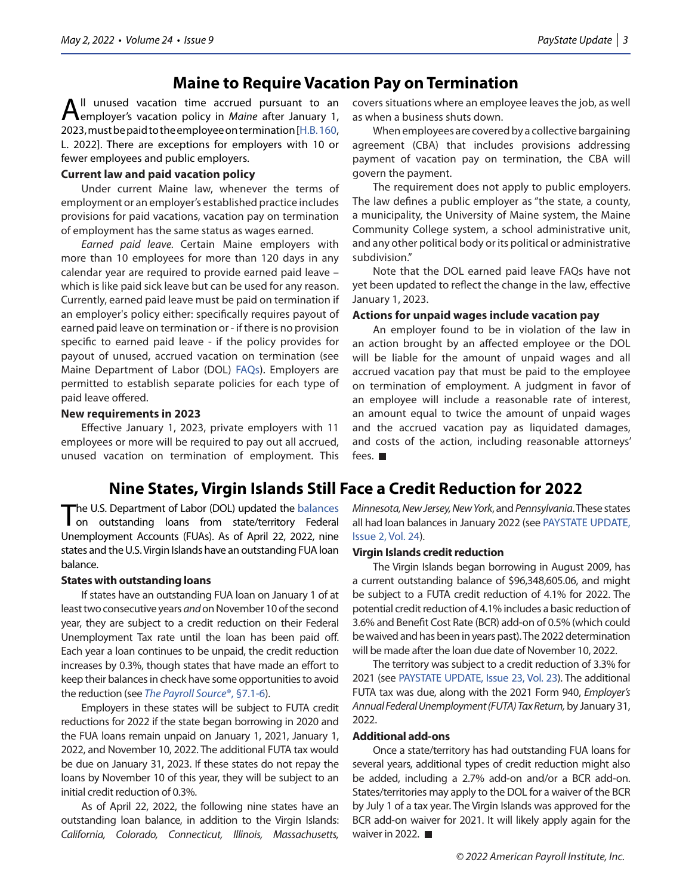# Maine to Require Vacation Pay on Termination

All unused vacation time accrued pursuant to an employer's vacation policy in *Maine* after January 1, 2023, must be paid to the employee on termination [H.B. 160, L. 2022]. There are exceptions for employers with 10 or fewer employees and public employers.

### Current law and paid vacation policy

Under current Maine law, whenever the terms of employment or an employer's established practice includes provisions for paid vacations, vacation pay on termination of employment has the same status as wages earned.

*Earned paid leave.* Certain Maine employers with more than 10 employees for more than 120 days in any calendar year are required to provide earned paid leave – which is like paid sick leave but can be used for any reason. Currently, earned paid leave must be paid on termination if an employer's policy either: specifically requires payout of earned paid leave on termination or - if there is no provision specific to earned paid leave - if the policy provides for payout of unused, accrued vacation on termination (see Maine Department of Labor (DOL) FAQs). Employers are permitted to establish separate policies for each type of paid leave offered.

### New requirements in 2023

Effective January 1, 2023, private employers with 11 employees or more will be required to pay out all accrued, unused vacation on termination of employment. This covers situations where an employee leaves the job, as well as when a business shuts down.

When employees are covered by a collective bargaining agreement (CBA) that includes provisions addressing payment of vacation pay on termination, the CBA will govern the payment.

The requirement does not apply to public employers. The law defines a public employer as "the state, a county, a municipality, the University of Maine system, the Maine Community College system, a school administrative unit, and any other political body or its political or administrative subdivision."

Note that the DOL earned paid leave FAQs have not yet been updated to reflect the change in the law, effective January 1, 2023.

### Actions for unpaid wages include vacation pay

An employer found to be in violation of the law in an action brought by an affected employee or the DOL will be liable for the amount of unpaid wages and all accrued vacation pay that must be paid to the employee on termination of employment. A judgment in favor of an employee will include a reasonable rate of interest, an amount equal to twice the amount of unpaid wages and the accrued vacation pay as liquidated damages, and costs of the action, including reasonable attorneys' fees. ■

# Nine States, Virgin Islands Still Face a Credit Reduction for 2022

The U.S. Department of Labor (DOL) updated the balances on outstanding loans from state/territory Federal Unemployment Accounts (FUAs). As of April 22, 2022, nine states and the U.S. Virgin Islands have an outstanding FUA loan balance.

### States with outstanding loans

If states have an outstanding FUA loan on January 1 of at least two consecutive years *and* on November 10 of the second year, they are subject to a credit reduction on their Federal Unemployment Tax rate until the loan has been paid off. Each year a loan continues to be unpaid, the credit reduction increases by 0.3%, though states that have made an effort to keep their balances in check have some opportunities to avoid the reduction (see *The Payroll Source®*, §7.1-6).

Employers in these states will be subject to FUTA credit reductions for 2022 if the state began borrowing in 2020 and the FUA loans remain unpaid on January 1, 2021, January 1, 2022, and November 10, 2022. The additional FUTA tax would be due on January 31, 2023. If these states do not repay the loans by November 10 of this year, they will be subject to an initial credit reduction of 0.3%.

As of April 22, 2022, the following nine states have an outstanding loan balance, in addition to the Virgin Islands: *California, Colorado, Connecticut, Illinois, Massachusetts, Minnesota, New Jersey, New York*, and *Pennsylvania*. These states all had loan balances in January 2022 (see PAYSTATE UPDATE, Issue 2, Vol. 24).

### Virgin Islands credit reduction

The Virgin Islands began borrowing in August 2009, has a current outstanding balance of $96,348,605.06, and might be subject to a FUTA credit reduction of 4.1% for 2022. The potential credit reduction of 4.1% includes a basic reduction of 3.6% and Benefit Cost Rate (BCR) add-on of 0.5% (which could be waived and has been in years past). The 2022 determination will be made after the loan due date of November 10, 2022.

The territory was subject to a credit reduction of 3.3% for 2021 (see PAYSTATE UPDATE, Issue 23, Vol. 23). The additional FUTA tax was due, along with the 2021 Form 940, *Employer's Annual Federal Unemployment (FUTA) Tax Return,* by January 31, 2022.

### Additional add-ons

Once a state/territory has had outstanding FUA loans for several years, additional types of credit reduction might also be added, including a 2.7% add-on and/or a BCR add-on. States/territories may apply to the DOL for a waiver of the BCR by July 1 of a tax year. The Virgin Islands was approved for the BCR add-on waiver for 2021. It will likely apply again for the waiver in 2022. ■

*© 2022 American Payroll Institute, Inc.*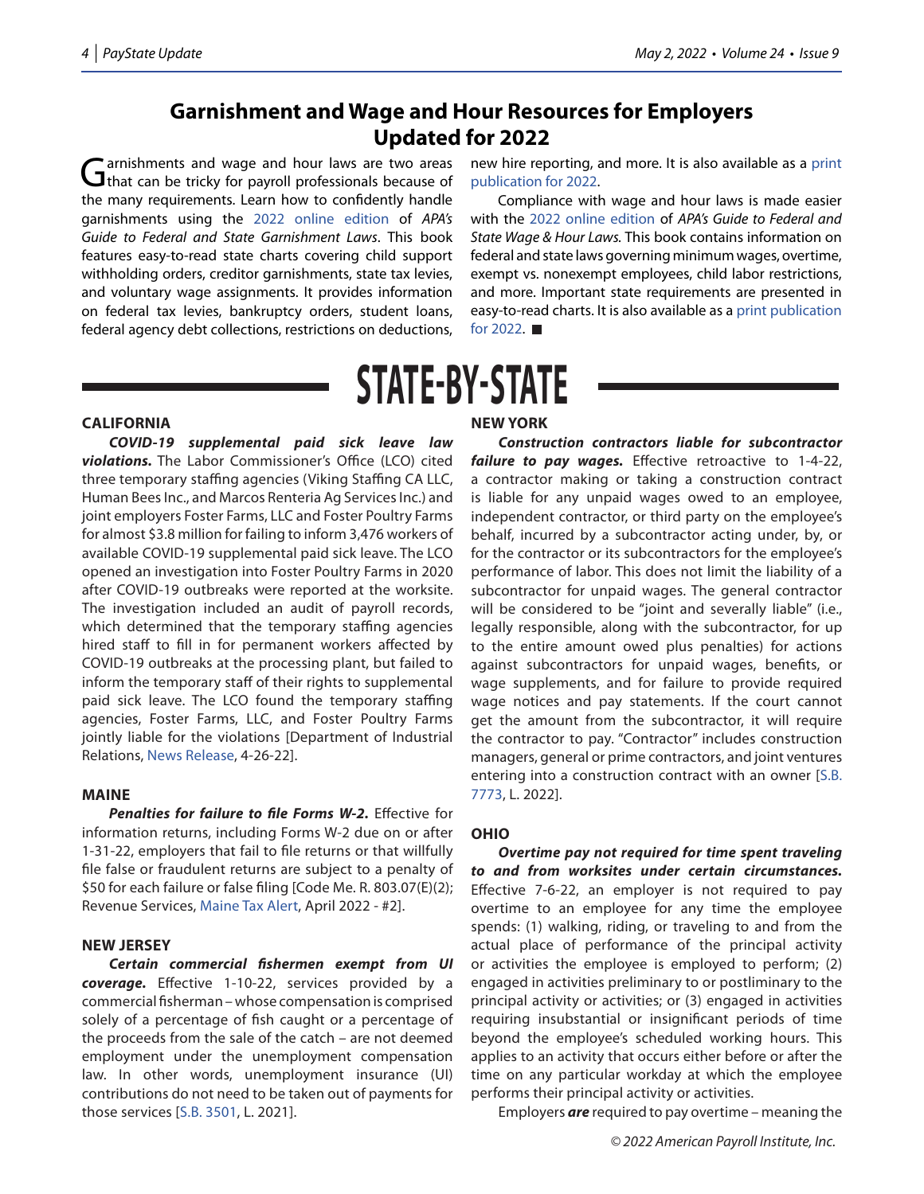## Garnishment and Wage and Hour Resources for Employers Updated for 2022

Garnishments and wage and hour laws are two areas that can be tricky for payroll professionals because of the many requirements. Learn how to confidently handle garnishments using the 2022 online edition of *APA's Guide to Federal and State Garnishment Laws*. This book features easy-to-read state charts covering child support withholding orders, creditor garnishments, state tax levies, and voluntary wage assignments. It provides information on federal tax levies, bankruptcy orders, student loans, federal agency debt collections, restrictions on deductions, new hire reporting, and more. It is also available as a print publication for 2022.

Compliance with wage and hour laws is made easier with the 2022 online edition of *APA's Guide to Federal and State Wage & Hour Laws.* This book contains information on federal and state laws governing minimum wages, overtime, exempt vs. nonexempt employees, child labor restrictions, and more. Important state requirements are presented in easy-to-read charts. It is also available as a print publication for 2022. ■

# STATE-BY-STATE

### CALIFORNIA

***COVID-19 supplemental paid sick leave law violations.*** The Labor Commissioner's Office (LCO) cited three temporary staffing agencies (Viking Staffing CA LLC, Human Bees Inc., and Marcos Renteria Ag Services Inc.) and joint employers Foster Farms, LLC and Foster Poultry Farms for almost $3.8 million for failing to inform 3,476 workers of available COVID-19 supplemental paid sick leave. The LCO opened an investigation into Foster Poultry Farms in 2020 after COVID-19 outbreaks were reported at the worksite. The investigation included an audit of payroll records, which determined that the temporary staffing agencies hired staff to fill in for permanent workers affected by COVID-19 outbreaks at the processing plant, but failed to inform the temporary staff of their rights to supplemental paid sick leave. The LCO found the temporary staffing agencies, Foster Farms, LLC, and Foster Poultry Farms jointly liable for the violations [Department of Industrial Relations, News Release, 4-26-22].

### MAINE

***Penalties for failure to file Forms W-2.*** Effective for information returns, including Forms W-2 due on or after 1-31-22, employers that fail to file returns or that willfully file false or fraudulent returns are subject to a penalty of $50 for each failure or false filing [Code Me. R. 803.07(E)(2); Revenue Services, Maine Tax Alert, April 2022 - #2].

### NEW JERSEY

***Certain commercial fishermen exempt from UI coverage.*** Effective 1-10-22, services provided by a commercial fisherman – whose compensation is comprised solely of a percentage of fish caught or a percentage of the proceeds from the sale of the catch – are not deemed employment under the unemployment compensation law. In other words, unemployment insurance (UI) contributions do not need to be taken out of payments for those services [S.B. 3501, L. 2021].

### NEW YORK

***Construction contractors liable for subcontractor failure to pay wages.*** Effective retroactive to 1-4-22, a contractor making or taking a construction contract is liable for any unpaid wages owed to an employee, independent contractor, or third party on the employee's behalf, incurred by a subcontractor acting under, by, or for the contractor or its subcontractors for the employee's performance of labor. This does not limit the liability of a subcontractor for unpaid wages. The general contractor will be considered to be "joint and severally liable" (i.e., legally responsible, along with the subcontractor, for up to the entire amount owed plus penalties) for actions against subcontractors for unpaid wages, benefits, or wage supplements, and for failure to provide required wage notices and pay statements. If the court cannot get the amount from the subcontractor, it will require the contractor to pay. "Contractor" includes construction managers, general or prime contractors, and joint ventures entering into a construction contract with an owner [S.B. 7773, L. 2022].

### OHIO

***Overtime pay not required for time spent traveling to and from worksites under certain circumstances.*** Effective 7-6-22, an employer is not required to pay overtime to an employee for any time the employee spends: (1) walking, riding, or traveling to and from the actual place of performance of the principal activity or activities the employee is employed to perform; (2) engaged in activities preliminary to or postliminary to the principal activity or activities; or (3) engaged in activities requiring insubstantial or insignificant periods of time beyond the employee's scheduled working hours. This applies to an activity that occurs either before or after the time on any particular workday at which the employee performs their principal activity or activities.

Employers ***are*** required to pay overtime – meaning the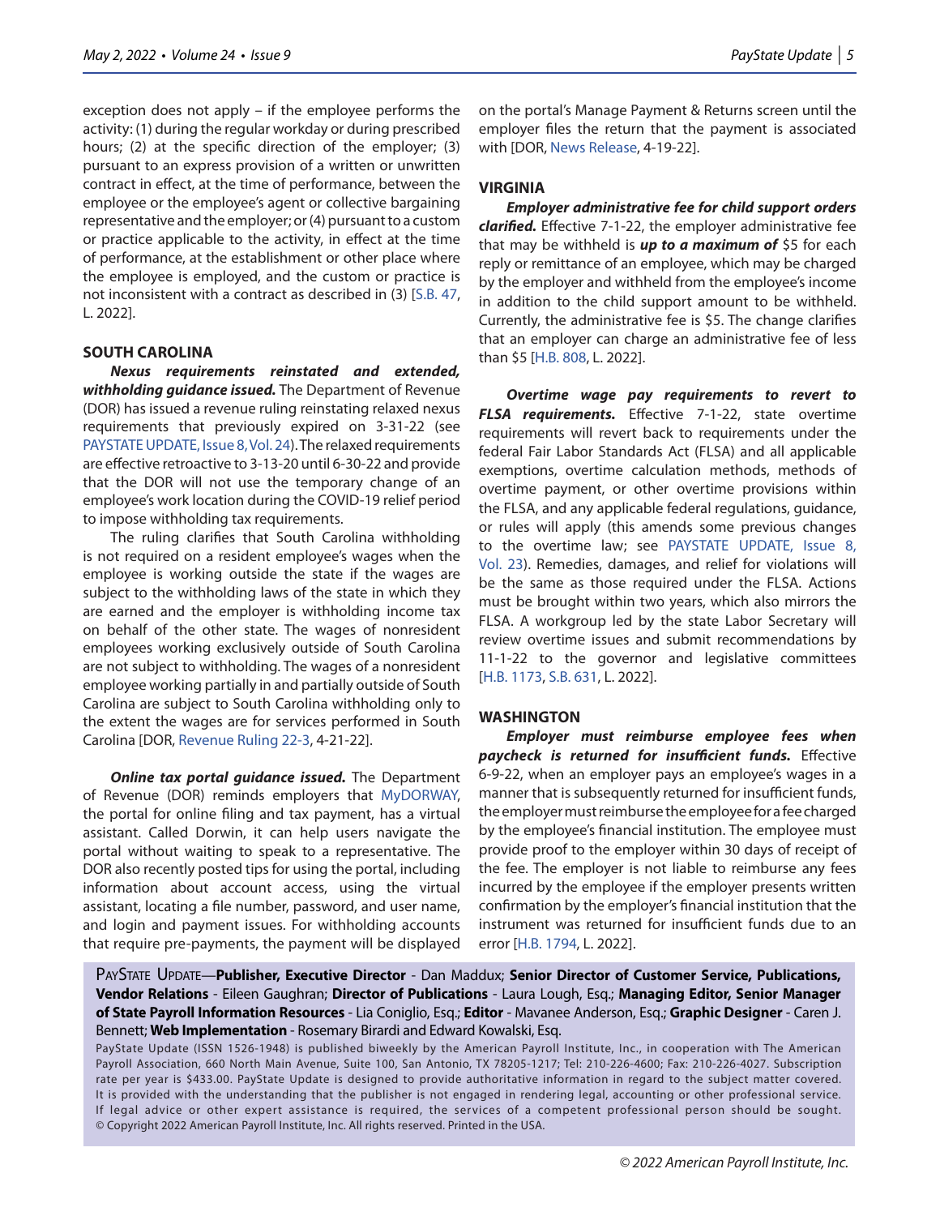exception does not apply – if the employee performs the activity: (1) during the regular workday or during prescribed hours; (2) at the specific direction of the employer; (3) pursuant to an express provision of a written or unwritten contract in effect, at the time of performance, between the employee or the employee's agent or collective bargaining representative and the employer; or (4) pursuant to a custom or practice applicable to the activity, in effect at the time of performance, at the establishment or other place where the employee is employed, and the custom or practice is not inconsistent with a contract as described in (3) [S.B. 47, L. 2022].

### SOUTH CAROLINA

***Nexus requirements reinstated and extended, withholding guidance issued.*** The Department of Revenue (DOR) has issued a revenue ruling reinstating relaxed nexus requirements that previously expired on 3-31-22 (see PAYSTATE UPDATE, Issue 8, Vol. 24). The relaxed requirements are effective retroactive to 3-13-20 until 6-30-22 and provide that the DOR will not use the temporary change of an employee's work location during the COVID-19 relief period to impose withholding tax requirements.

The ruling clarifies that South Carolina withholding is not required on a resident employee's wages when the employee is working outside the state if the wages are subject to the withholding laws of the state in which they are earned and the employer is withholding income tax on behalf of the other state. The wages of nonresident employees working exclusively outside of South Carolina are not subject to withholding. The wages of a nonresident employee working partially in and partially outside of South Carolina are subject to South Carolina withholding only to the extent the wages are for services performed in South Carolina [DOR, Revenue Ruling 22-3, 4-21-22].

***Online tax portal guidance issued.*** The Department of Revenue (DOR) reminds employers that MyDORWAY, the portal for online filing and tax payment, has a virtual assistant. Called Dorwin, it can help users navigate the portal without waiting to speak to a representative. The DOR also recently posted tips for using the portal, including information about account access, using the virtual assistant, locating a file number, password, and user name, and login and payment issues. For withholding accounts that require pre-payments, the payment will be displayed on the portal's Manage Payment & Returns screen until the employer files the return that the payment is associated with [DOR, News Release, 4-19-22].

### VIRGINIA

***Employer administrative fee for child support orders clarified.*** Effective 7-1-22, the employer administrative fee that may be withheld is ***up to a maximum of*** $5 for each reply or remittance of an employee, which may be charged by the employer and withheld from the employee's income in addition to the child support amount to be withheld. Currently, the administrative fee is $5. The change clarifies that an employer can charge an administrative fee of less than $5 [H.B. 808, L. 2022].

***Overtime wage pay requirements to revert to FLSA requirements.*** Effective 7-1-22, state overtime requirements will revert back to requirements under the federal Fair Labor Standards Act (FLSA) and all applicable exemptions, overtime calculation methods, methods of overtime payment, or other overtime provisions within the FLSA, and any applicable federal regulations, guidance, or rules will apply (this amends some previous changes to the overtime law; see PAYSTATE UPDATE, Issue 8, Vol. 23). Remedies, damages, and relief for violations will be the same as those required under the FLSA. Actions must be brought within two years, which also mirrors the FLSA. A workgroup led by the state Labor Secretary will review overtime issues and submit recommendations by 11-1-22 to the governor and legislative committees [H.B. 1173, S.B. 631, L. 2022].

### WASHINGTON

***Employer must reimburse employee fees when paycheck is returned for insufficient funds.*** Effective 6-9-22, when an employer pays an employee's wages in a manner that is subsequently returned for insufficient funds, the employer must reimburse the employee for a fee charged by the employee's financial institution. The employee must provide proof to the employer within 30 days of receipt of the fee. The employer is not liable to reimburse any fees incurred by the employee if the employer presents written confirmation by the employer's financial institution that the instrument was returned for insufficient funds due to an error [H.B. 1794, L. 2022].

---

PAYSTATE UPDATE—**Publisher, Executive Director** - Dan Maddux; **Senior Director of Customer Service, Publications, Vendor Relations** - Eileen Gaughran; **Director of Publications** - Laura Lough, Esq.; **Managing Editor, Senior Manager of State Payroll Information Resources** - Lia Coniglio, Esq.; **Editor** - Mavanee Anderson, Esq.; **Graphic Designer** - Caren J. Bennett; **Web Implementation** - Rosemary Birardi and Edward Kowalski, Esq.

PayState Update (ISSN 1526-1948) is published biweekly by the American Payroll Institute, Inc., in cooperation with The American Payroll Association, 660 North Main Avenue, Suite 100, San Antonio, TX 78205-1217; Tel: 210-226-4600; Fax: 210-226-4027. Subscription rate per year is $433.00. PayState Update is designed to provide authoritative information in regard to the subject matter covered. It is provided with the understanding that the publisher is not engaged in rendering legal, accounting or other professional service. If legal advice or other expert assistance is required, the services of a competent professional person should be sought. © Copyright 2022 American Payroll Institute, Inc. All rights reserved. Printed in the USA.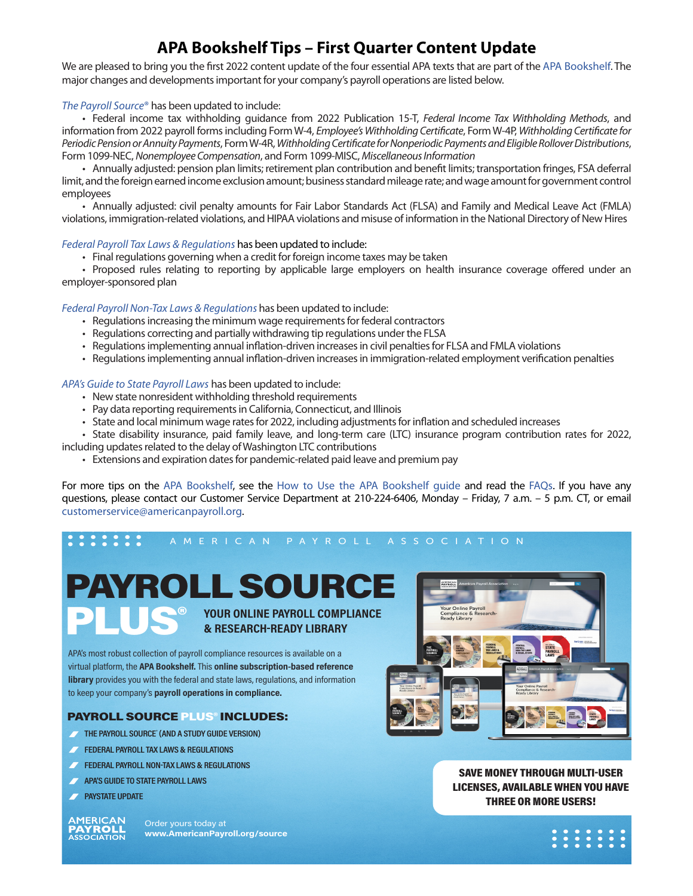# APA Bookshelf Tips – First Quarter Content Update

We are pleased to bring you the first 2022 content update of the four essential APA texts that are part of the APA Bookshelf. The major changes and developments important for your company's payroll operations are listed below.

*The Payroll Source®* has been updated to include:

- Federal income tax withholding guidance from 2022 Publication 15-T, *Federal Income Tax Withholding Methods*, and information from 2022 payroll forms including Form W-4, *Employee's Withholding Certificate*, Form W-4P, *Withholding Certificate for Periodic Pension or Annuity Payments*, Form W-4R, *Withholding Certificate for Nonperiodic Payments and Eligible Rollover Distributions*, Form 1099-NEC, *Nonemployee Compensation*, and Form 1099-MISC, *Miscellaneous Information*
- Annually adjusted: pension plan limits; retirement plan contribution and benefit limits; transportation fringes, FSA deferral limit, and the foreign earned income exclusion amount; business standard mileage rate; and wage amount for government control employees
- Annually adjusted: civil penalty amounts for Fair Labor Standards Act (FLSA) and Family and Medical Leave Act (FMLA) violations, immigration-related violations, and HIPAA violations and misuse of information in the National Directory of New Hires

*Federal Payroll Tax Laws & Regulations* has been updated to include:

- Final regulations governing when a credit for foreign income taxes may be taken
- Proposed rules relating to reporting by applicable large employers on health insurance coverage offered under an employer-sponsored plan

*Federal Payroll Non-Tax Laws & Regulations* has been updated to include:

- Regulations increasing the minimum wage requirements for federal contractors
- Regulations correcting and partially withdrawing tip regulations under the FLSA
- Regulations implementing annual inflation-driven increases in civil penalties for FLSA and FMLA violations
- Regulations implementing annual inflation-driven increases in immigration-related employment verification penalties

*APA's Guide to State Payroll Laws* has been updated to include:

- New state nonresident withholding threshold requirements
- Pay data reporting requirements in California, Connecticut, and Illinois
- State and local minimum wage rates for 2022, including adjustments for inflation and scheduled increases
- State disability insurance, paid family leave, and long-term care (LTC) insurance program contribution rates for 2022, including updates related to the delay of Washington LTC contributions
- Extensions and expiration dates for pandemic-related paid leave and premium pay

For more tips on the APA Bookshelf, see the How to Use the APA Bookshelf guide and read the FAQs. If you have any questions, please contact our Customer Service Department at 210-224-6406, Monday – Friday, 7 a.m. – 5 p.m. CT, or email customerservice@americanpayroll.org.

AMERICAN PAYROLL ASSOCIATION

# PAYROLL SOURCE PLUS®

**YOUR ONLINE PAYROLL COMPLIANCE & RESEARCH-READY LIBRARY**

APA's most robust collection of payroll compliance resources is available on a virtual platform, the **APA Bookshelf.** This **online subscription-based reference library** provides you with the federal and state laws, regulations, and information to keep your company's **payroll operations in compliance.**

## PAYROLL SOURCE PLUS® INCLUDES:

- THE PAYROLL SOURCE® (AND A STUDY GUIDE VERSION)
- FEDERAL PAYROLL TAX LAWS & REGULATIONS
- FEDERAL PAYROLL NON-TAX LAWS & REGULATIONS
- APA'S GUIDE TO STATE PAYROLL LAWS
- PAYSTATE UPDATE

**SAVE MONEY THROUGH MULTI-USER LICENSES, AVAILABLE WHEN YOU HAVE THREE OR MORE USERS!**

AMERICAN PAYROLL ASSOCIATION

Order yours today at **www.AmericanPayroll.org/source**